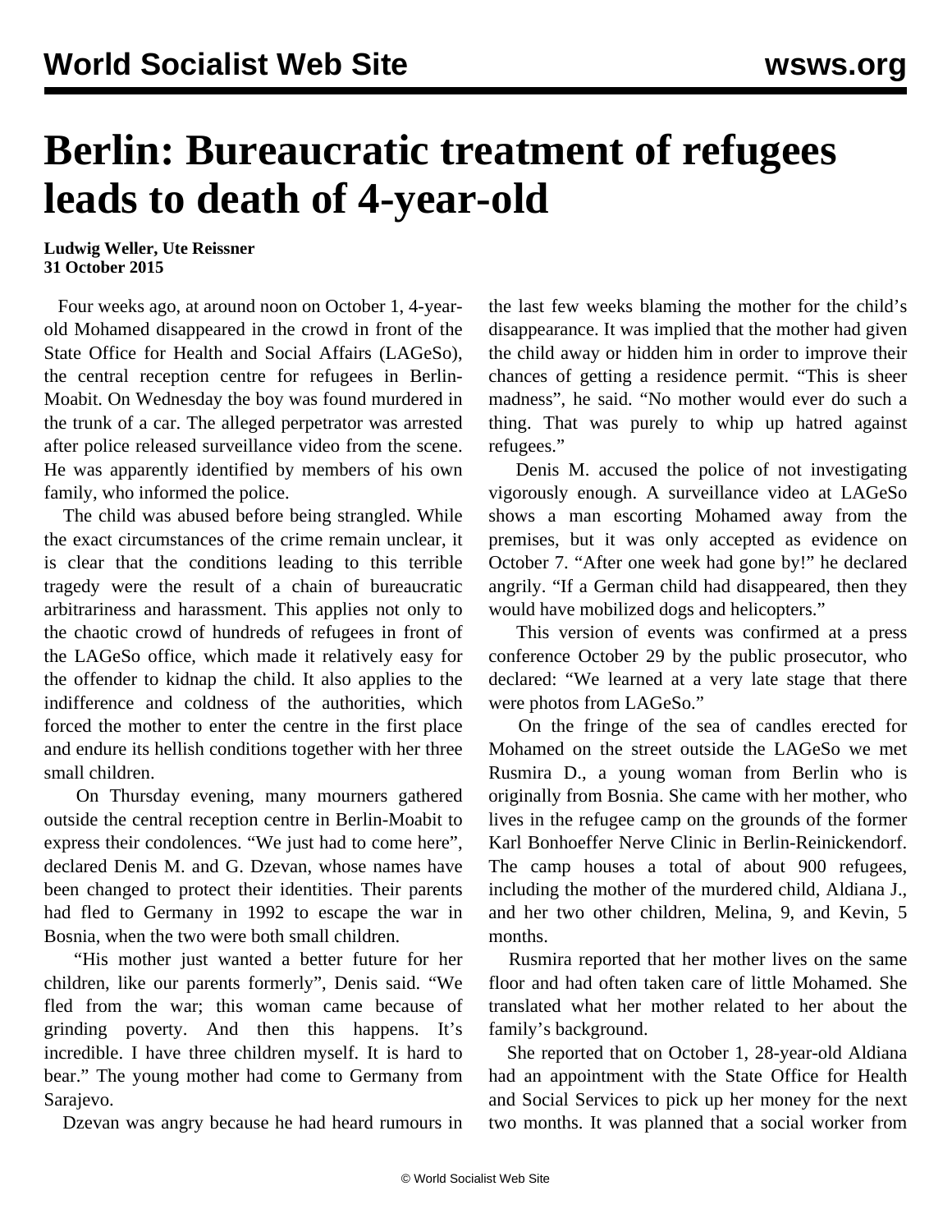# Berlin: Bureaucratic treatment of refugees leads to death of 4-year-old

**Ludwig Weller, Ute Reissner**
**31 October 2015**

Four weeks ago, at around noon on October 1, 4-year-old Mohamed disappeared in the crowd in front of the State Office for Health and Social Affairs (LAGeSo), the central reception centre for refugees in Berlin-Moabit. On Wednesday the boy was found murdered in the trunk of a car. The alleged perpetrator was arrested after police released surveillance video from the scene. He was apparently identified by members of his own family, who informed the police.

The child was abused before being strangled. While the exact circumstances of the crime remain unclear, it is clear that the conditions leading to this terrible tragedy were the result of a chain of bureaucratic arbitrariness and harassment. This applies not only to the chaotic crowd of hundreds of refugees in front of the LAGeSo office, which made it relatively easy for the offender to kidnap the child. It also applies to the indifference and coldness of the authorities, which forced the mother to enter the centre in the first place and endure its hellish conditions together with her three small children.

On Thursday evening, many mourners gathered outside the central reception centre in Berlin-Moabit to express their condolences. "We just had to come here", declared Denis M. and G. Dzevan, whose names have been changed to protect their identities. Their parents had fled to Germany in 1992 to escape the war in Bosnia, when the two were both small children.

"His mother just wanted a better future for her children, like our parents formerly", Denis said. "We fled from the war; this woman came because of grinding poverty. And then this happens. It's incredible. I have three children myself. It is hard to bear." The young mother had come to Germany from Sarajevo.

Dzevan was angry because he had heard rumours in the last few weeks blaming the mother for the child's disappearance. It was implied that the mother had given the child away or hidden him in order to improve their chances of getting a residence permit. "This is sheer madness", he said. "No mother would ever do such a thing. That was purely to whip up hatred against refugees."

Denis M. accused the police of not investigating vigorously enough. A surveillance video at LAGeSo shows a man escorting Mohamed away from the premises, but it was only accepted as evidence on October 7. "After one week had gone by!" he declared angrily. "If a German child had disappeared, then they would have mobilized dogs and helicopters."

This version of events was confirmed at a press conference October 29 by the public prosecutor, who declared: "We learned at a very late stage that there were photos from LAGeSo."

On the fringe of the sea of candles erected for Mohamed on the street outside the LAGeSo we met Rusmira D., a young woman from Berlin who is originally from Bosnia. She came with her mother, who lives in the refugee camp on the grounds of the former Karl Bonhoeffer Nerve Clinic in Berlin-Reinickendorf. The camp houses a total of about 900 refugees, including the mother of the murdered child, Aldiana J., and her two other children, Melina, 9, and Kevin, 5 months.

Rusmira reported that her mother lives on the same floor and had often taken care of little Mohamed. She translated what her mother related to her about the family's background.

She reported that on October 1, 28-year-old Aldiana had an appointment with the State Office for Health and Social Services to pick up her money for the next two months. It was planned that a social worker from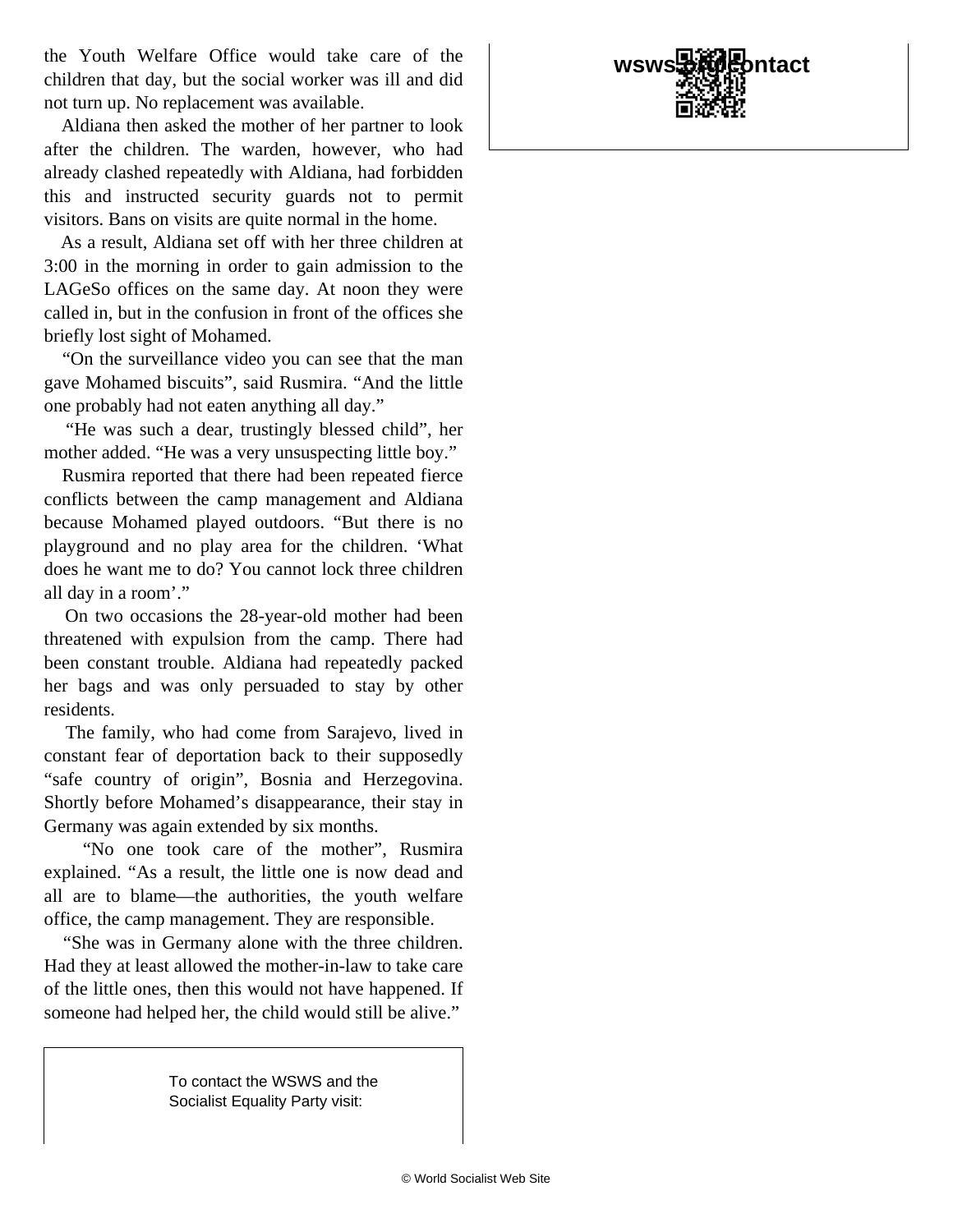the Youth Welfare Office would take care of the children that day, but the social worker was ill and did not turn up. No replacement was available.

Aldiana then asked the mother of her partner to look after the children. The warden, however, who had already clashed repeatedly with Aldiana, had forbidden this and instructed security guards not to permit visitors. Bans on visits are quite normal in the home.

As a result, Aldiana set off with her three children at 3:00 in the morning in order to gain admission to the LAGeSo offices on the same day. At noon they were called in, but in the confusion in front of the offices she briefly lost sight of Mohamed.

"On the surveillance video you can see that the man gave Mohamed biscuits", said Rusmira. "And the little one probably had not eaten anything all day."

"He was such a dear, trustingly blessed child", her mother added. "He was a very unsuspecting little boy."

Rusmira reported that there had been repeated fierce conflicts between the camp management and Aldiana because Mohamed played outdoors. "But there is no playground and no play area for the children. 'What does he want me to do? You cannot lock three children all day in a room'."

On two occasions the 28-year-old mother had been threatened with expulsion from the camp. There had been constant trouble. Aldiana had repeatedly packed her bags and was only persuaded to stay by other residents.

The family, who had come from Sarajevo, lived in constant fear of deportation back to their supposedly "safe country of origin", Bosnia and Herzegovina. Shortly before Mohamed's disappearance, their stay in Germany was again extended by six months.

"No one took care of the mother", Rusmira explained. "As a result, the little one is now dead and all are to blame—the authorities, the youth welfare office, the camp management. They are responsible.

"She was in Germany alone with the three children. Had they at least allowed the mother-in-law to take care of the little ones, then this would not have happened. If someone had helped her, the child would still be alive."

To contact the WSWS and the Socialist Equality Party visit:

**wsws.org/contact**